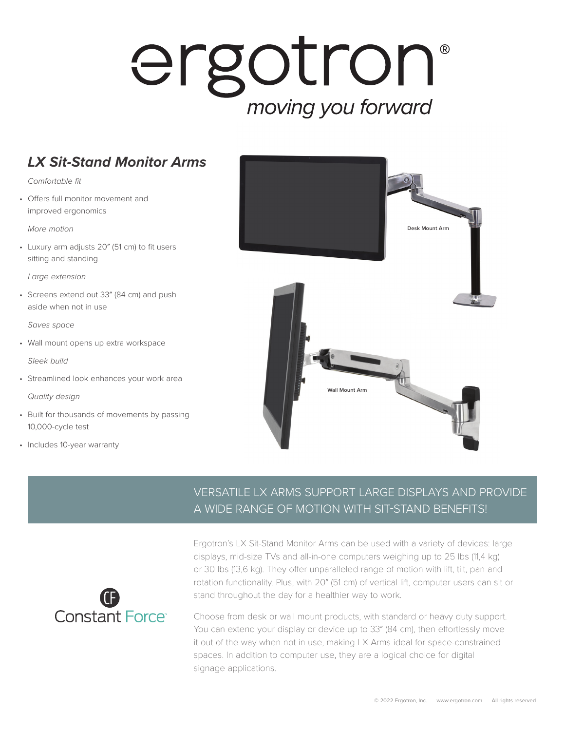# ergotron®

*moving you forward*

## *LX Sit-Stand Monitor Arms*

*Comfortable fit*

- Offers full monitor movement and improved ergonomics

*More motion*

- Luxury arm adjusts 20" (51 cm) to fit users sitting and standing

*Large extension*

- Screens extend out 33" (84 cm) and push aside when not in use

*Saves space*

- Wall mount opens up extra workspace

*Sleek build*

- Streamlined look enhances your work area

*Quality design*

- Built for thousands of movements by passing 10,000-cycle test
- Includes 10-year warranty

Desk Mount Arm

Wall Mount Arm

## VERSATILE LX ARMS SUPPORT LARGE DISPLAYS AND PROVIDE A WIDE RANGE OF MOTION WITH SIT-STAND BENEFITS!

Constant Force™

Ergotron's LX Sit-Stand Monitor Arms can be used with a variety of devices: large displays, mid-size TVs and all-in-one computers weighing up to 25 lbs (11,4 kg) or 30 lbs (13,6 kg). They offer unparalleled range of motion with lift, tilt, pan and rotation functionality. Plus, with 20" (51 cm) of vertical lift, computer users can sit or stand throughout the day for a healthier way to work.

Choose from desk or wall mount products, with standard or heavy duty support. You can extend your display or device up to 33" (84 cm), then effortlessly move it out of the way when not in use, making LX Arms ideal for space-constrained spaces. In addition to computer use, they are a logical choice for digital signage applications.

© 2022 Ergotron, Inc. www.ergotron.com All rights reserved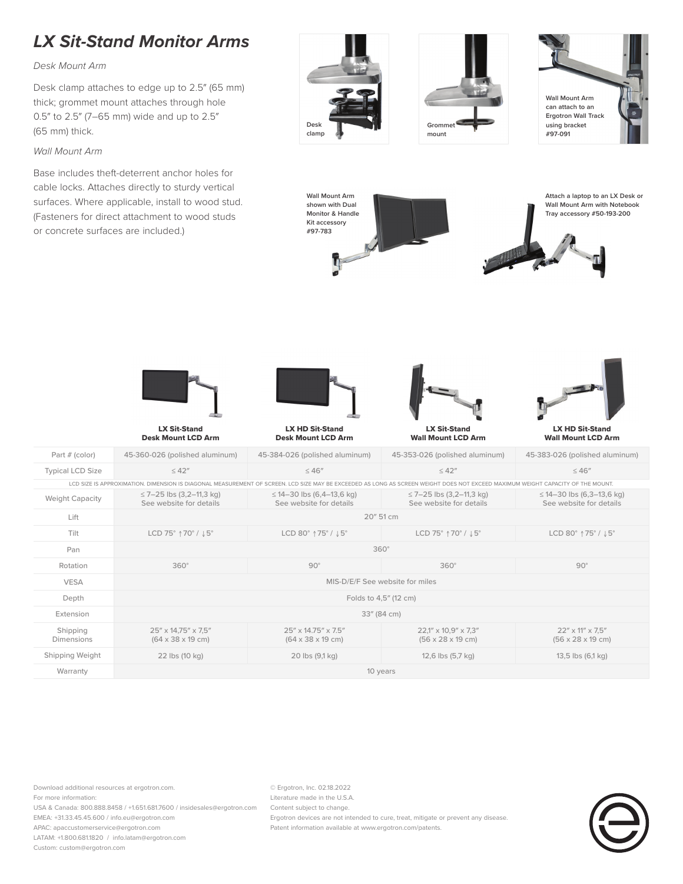# *LX Sit-Stand Monitor Arms*

*Desk Mount Arm*

Desk clamp attaches to edge up to 2.5″ (65 mm) thick; grommet mount attaches through hole 0.5″ to 2.5″ (7–65 mm) wide and up to 2.5″ (65 mm) thick.

*Wall Mount Arm*

Base includes theft-deterrent anchor holes for cable locks. Attaches directly to sturdy vertical surfaces. Where applicable, install to wood stud. (Fasteners for direct attachment to wood studs or concrete surfaces are included.)

Desk clamp

Grommet mount

Wall Mount Arm can attach to an Ergotron Wall Track using bracket #97-091

Wall Mount Arm shown with Dual Monitor & Handle Kit accessory #97-783

Attach a laptop to an LX Desk or Wall Mount Arm with Notebook Tray accessory #50-193-200

| | LX Sit-Stand Desk Mount LCD Arm | LX HD Sit-Stand Desk Mount LCD Arm | LX Sit-Stand Wall Mount LCD Arm | LX HD Sit-Stand Wall Mount LCD Arm |
|---|---|---|---|---|
| Part # (color) | 45-360-026 (polished aluminum) | 45-384-026 (polished aluminum) | 45-353-026 (polished aluminum) | 45-383-026 (polished aluminum) |
| Typical LCD Size | ≤ 42″ | ≤ 46″ | ≤ 42″ | ≤ 46″ |
| LCD SIZE IS APPROXIMATION. DIMENSION IS DIAGONAL MEASUREMENT OF SCREEN. LCD SIZE MAY BE EXCEEDED AS LONG AS SCREEN WEIGHT DOES NOT EXCEED MAXIMUM WEIGHT CAPACITY OF THE MOUNT. | | | | |
| Weight Capacity | ≤ 7–25 lbs (3,2–11,3 kg) See website for details | ≤ 14–30 lbs (6,4–13,6 kg) See website for details | ≤ 7–25 lbs (3,2–11,3 kg) See website for details | ≤ 14–30 lbs (6,3–13,6 kg) See website for details |
| Lift | 20″ 51 cm | | | |
| Tilt | LCD 75° ↑70° / ↓5° | LCD 80° ↑75° / ↓5° | LCD 75° ↑70° / ↓5° | LCD 80° ↑75° / ↓5° |
| Pan | 360° | | | |
| Rotation | 360° | 90° | 360° | 90° |
| VESA | MIS-D/E/F See website for miles | | | |
| Depth | Folds to 4,5″ (12 cm) | | | |
| Extension | 33″ (84 cm) | | | |
| Shipping Dimensions | 25″ x 14,75″ x 7,5″ (64 x 38 x 19 cm) | 25″ x 14.75″ x 7.5″ (64 x 38 x 19 cm) | 22,1″ x 10,9″ x 7,3″ (56 x 28 x 19 cm) | 22″ x 11″ x 7,5″ (56 x 28 x 19 cm) |
| Shipping Weight | 22 lbs (10 kg) | 20 lbs (9,1 kg) | 12,6 lbs (5,7 kg) | 13,5 lbs (6,1 kg) |
| Warranty | 10 years | | | |

Download additional resources at ergotron.com.
For more information:
USA & Canada: 800.888.8458 / +1.651.681.7600 / insidesales@ergotron.com
EMEA: +31.33.45.45.600 / info.eu@ergotron.com
APAC: apaccustomerservice@ergotron.com
LATAM: +1.800.681.1820 / info.latam@ergotron.com
Custom: custom@ergotron.com

© Ergotron, Inc. 02.18.2022
Literature made in the U.S.A.
Content subject to change.
Ergotron devices are not intended to cure, treat, mitigate or prevent any disease.
Patent information available at www.ergotron.com/patents.